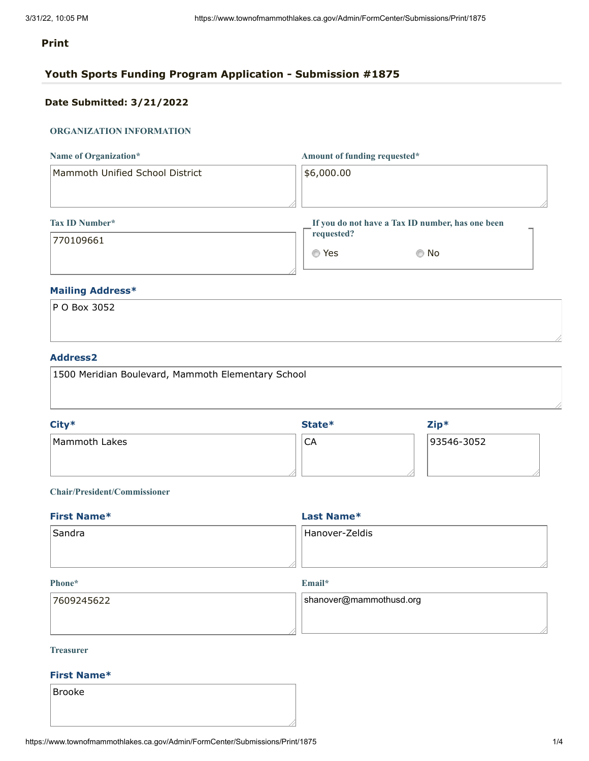**Print**

## Youth Sports Funding Program Application - Submission #1875

**Date Submitted: 3/21/2022**

### ORGANIZATION INFORMATION

**Name of Organization***

Mammoth Unified School District

**Amount of funding requested***

$6,000.00

**Tax ID Number***

770109661

**If you do not have a Tax ID number, has one been requested?**

- ○ Yes
- ○ No

**Mailing Address***

P O Box 3052

**Address2**

1500 Meridian Boulevard, Mammoth Elementary School

**City***

Mammoth Lakes

**State***

CA

**Zip***

93546-3052

**Chair/President/Commissioner**

**First Name***

Sandra

**Last Name***

Hanover-Zeldis

**Phone***

7609245622

**Email***

shanover@mammothusd.org

**Treasurer**

**First Name***

Brooke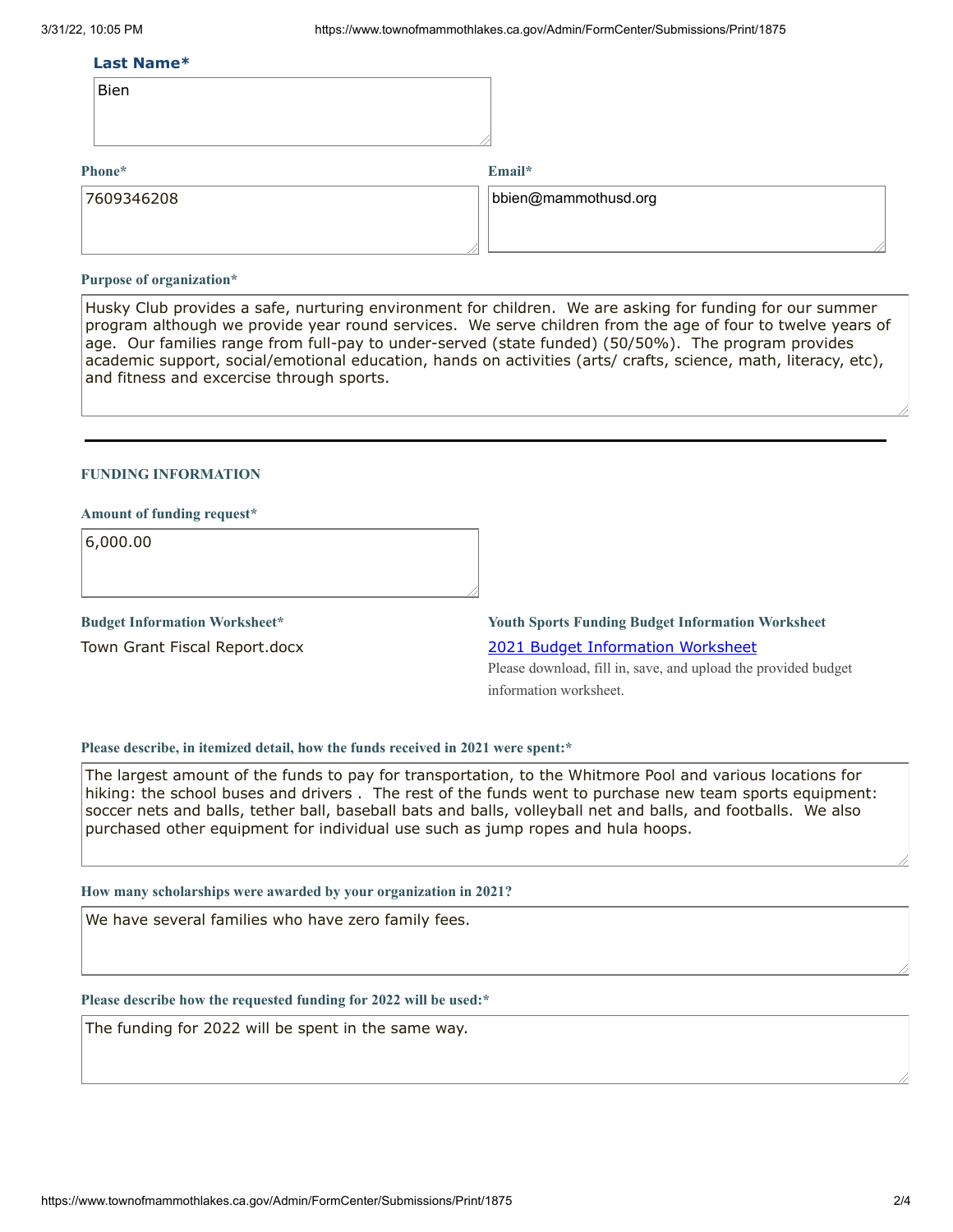**Last Name***

Bien

**Phone***

7609346208

**Email***

bbien@mammothusd.org

**Purpose of organization***

Husky Club provides a safe, nurturing environment for children. We are asking for funding for our summer program although we provide year round services. We serve children from the age of four to twelve years of age. Our families range from full-pay to under-served (state funded) (50/50%). The program provides academic support, social/emotional education, hands on activities (arts/ crafts, science, math, literacy, etc), and fitness and excercise through sports.

---

## FUNDING INFORMATION

**Amount of funding request***

6,000.00

**Budget Information Worksheet***

Town Grant Fiscal Report.docx

**Youth Sports Funding Budget Information Worksheet**

[2021 Budget Information Worksheet]

Please download, fill in, save, and upload the provided budget information worksheet.

**Please describe, in itemized detail, how the funds received in 2021 were spent:***

The largest amount of the funds to pay for transportation, to the Whitmore Pool and various locations for hiking: the school buses and drivers . The rest of the funds went to purchase new team sports equipment: soccer nets and balls, tether ball, baseball bats and balls, volleyball net and balls, and footballs. We also purchased other equipment for individual use such as jump ropes and hula hoops.

**How many scholarships were awarded by your organization in 2021?**

We have several families who have zero family fees.

**Please describe how the requested funding for 2022 will be used:***

The funding for 2022 will be spent in the same way.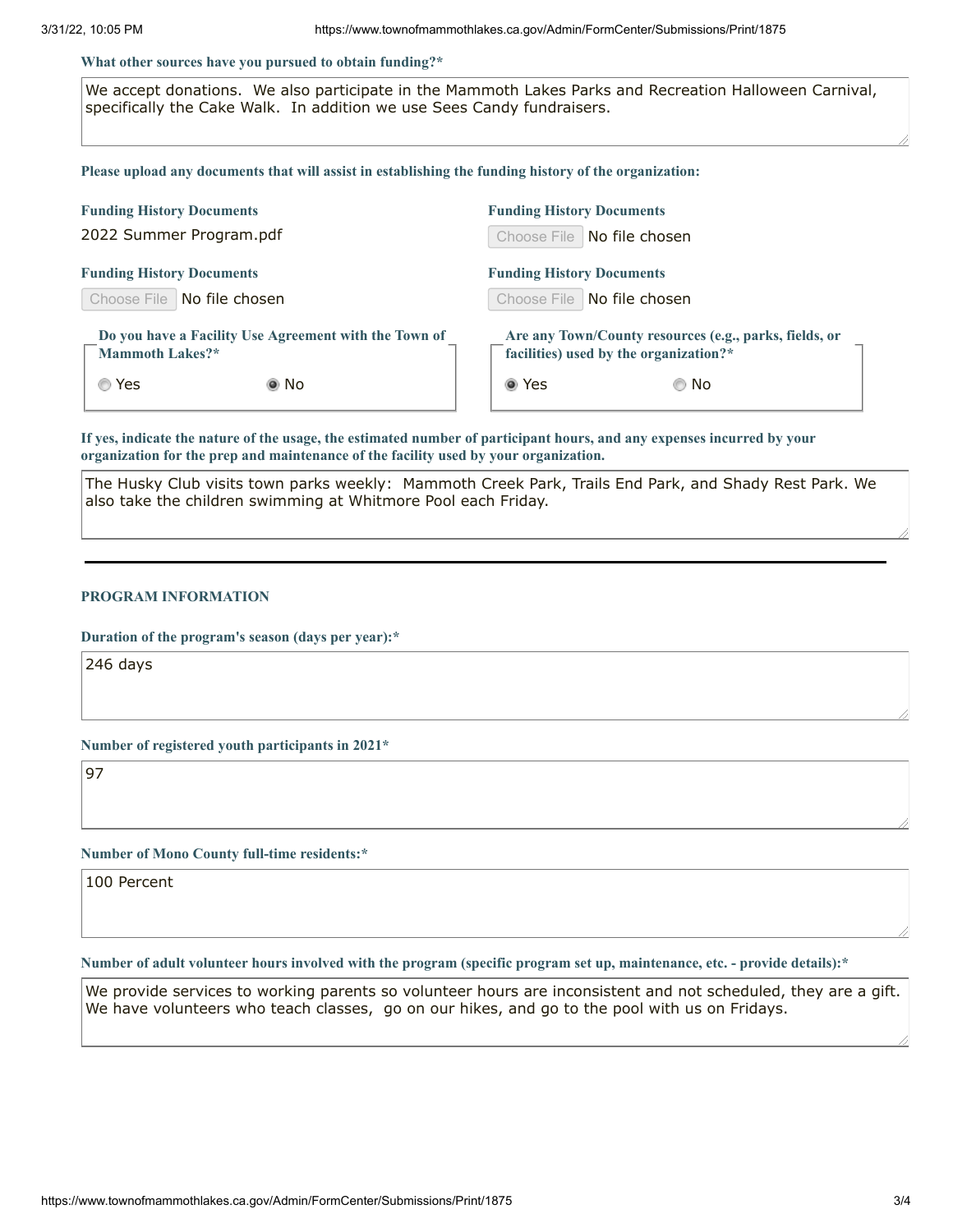**What other sources have you pursued to obtain funding?***

We accept donations. We also participate in the Mammoth Lakes Parks and Recreation Halloween Carnival, specifically the Cake Walk. In addition we use Sees Candy fundraisers.

**Please upload any documents that will assist in establishing the funding history of the organization:**

**Funding History Documents**

2022 Summer Program.pdf

**Funding History Documents**

Choose File No file chosen

**Funding History Documents**

Choose File No file chosen

**Funding History Documents**

Choose File No file chosen

**Do you have a Facility Use Agreement with the Town of Mammoth Lakes?***

- ○ Yes
- ● No

**Are any Town/County resources (e.g., parks, fields, or facilities) used by the organization?***

- ● Yes
- ○ No

**If yes, indicate the nature of the usage, the estimated number of participant hours, and any expenses incurred by your organization for the prep and maintenance of the facility used by your organization.**

The Husky Club visits town parks weekly: Mammoth Creek Park, Trails End Park, and Shady Rest Park. We also take the children swimming at Whitmore Pool each Friday.

---

## PROGRAM INFORMATION

**Duration of the program's season (days per year):***

246 days

**Number of registered youth participants in 2021***

97

**Number of Mono County full-time residents:***

100 Percent

**Number of adult volunteer hours involved with the program (specific program set up, maintenance, etc. - provide details):***

We provide services to working parents so volunteer hours are inconsistent and not scheduled, they are a gift. We have volunteers who teach classes, go on our hikes, and go to the pool with us on Fridays.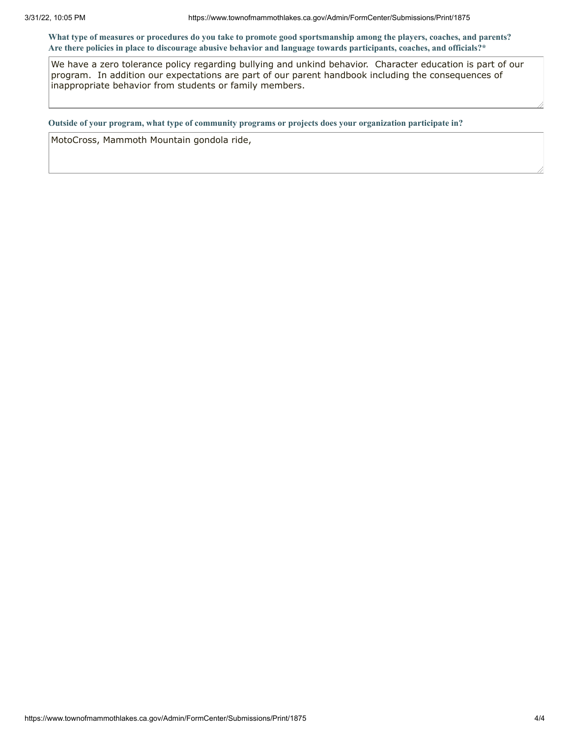**What type of measures or procedures do you take to promote good sportsmanship among the players, coaches, and parents? Are there policies in place to discourage abusive behavior and language towards participants, coaches, and officials?***

We have a zero tolerance policy regarding bullying and unkind behavior. Character education is part of our program. In addition our expectations are part of our parent handbook including the consequences of inappropriate behavior from students or family members.

**Outside of your program, what type of community programs or projects does your organization participate in?**

MotoCross, Mammoth Mountain gondola ride,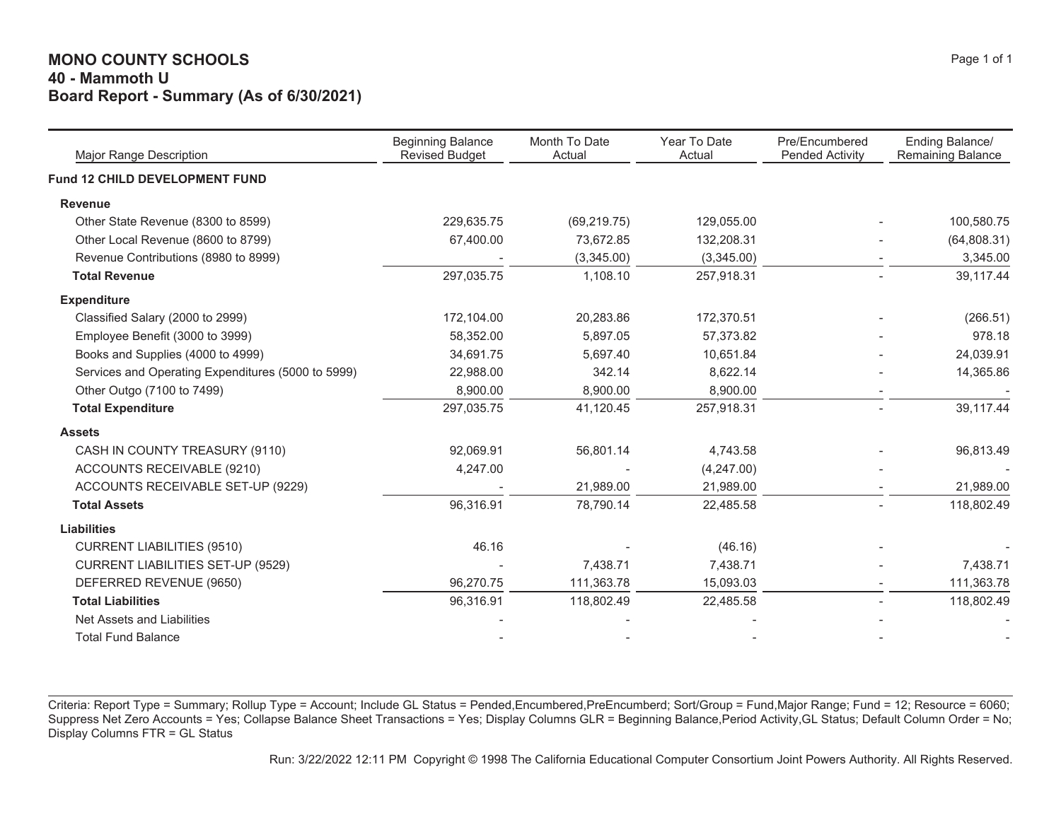# MONO COUNTY SCHOOLS
## 40 - Mammoth U
## Board Report - Summary (As of 6/30/2021)

| Major Range Description | Beginning Balance Revised Budget | Month To Date Actual | Year To Date Actual | Pre/Encumbered Pended Activity | Ending Balance/ Remaining Balance |
|---|---|---|---|---|---|
| **Fund 12 CHILD DEVELOPMENT FUND** | | | | | |
| **Revenue** | | | | | |
| Other State Revenue (8300 to 8599) | 229,635.75 | (69,219.75) | 129,055.00 | - | 100,580.75 |
| Other Local Revenue (8600 to 8799) | 67,400.00 | 73,672.85 | 132,208.31 | - | (64,808.31) |
| Revenue Contributions (8980 to 8999) | - | (3,345.00) | (3,345.00) | - | 3,345.00 |
| **Total Revenue** | 297,035.75 | 1,108.10 | 257,918.31 | - | 39,117.44 |
| **Expenditure** | | | | | |
| Classified Salary (2000 to 2999) | 172,104.00 | 20,283.86 | 172,370.51 | - | (266.51) |
| Employee Benefit (3000 to 3999) | 58,352.00 | 5,897.05 | 57,373.82 | - | 978.18 |
| Books and Supplies (4000 to 4999) | 34,691.75 | 5,697.40 | 10,651.84 | - | 24,039.91 |
| Services and Operating Expenditures (5000 to 5999) | 22,988.00 | 342.14 | 8,622.14 | - | 14,365.86 |
| Other Outgo (7100 to 7499) | 8,900.00 | 8,900.00 | 8,900.00 | - | - |
| **Total Expenditure** | 297,035.75 | 41,120.45 | 257,918.31 | - | 39,117.44 |
| **Assets** | | | | | |
| CASH IN COUNTY TREASURY (9110) | 92,069.91 | 56,801.14 | 4,743.58 | - | 96,813.49 |
| ACCOUNTS RECEIVABLE (9210) | 4,247.00 | - | (4,247.00) | - | - |
| ACCOUNTS RECEIVABLE SET-UP (9229) | - | 21,989.00 | 21,989.00 | - | 21,989.00 |
| **Total Assets** | 96,316.91 | 78,790.14 | 22,485.58 | - | 118,802.49 |
| **Liabilities** | | | | | |
| CURRENT LIABILITIES (9510) | 46.16 | - | (46.16) | - | - |
| CURRENT LIABILITIES SET-UP (9529) | - | 7,438.71 | 7,438.71 | - | 7,438.71 |
| DEFERRED REVENUE (9650) | 96,270.75 | 111,363.78 | 15,093.03 | - | 111,363.78 |
| **Total Liabilities** | 96,316.91 | 118,802.49 | 22,485.58 | - | 118,802.49 |
| Net Assets and Liabilities | - | - | - | - | - |
| Total Fund Balance | - | - | - | - | - |

Criteria: Report Type = Summary; Rollup Type = Account; Include GL Status = Pended,Encumbered,PreEncumberd; Sort/Group = Fund,Major Range; Fund = 12; Resource = 6060; Suppress Net Zero Accounts = Yes; Collapse Balance Sheet Transactions = Yes; Display Columns GLR = Beginning Balance,Period Activity,GL Status; Default Column Order = No; Display Columns FTR = GL Status

Run: 3/22/2022 12:11 PM Copyright © 1998 The California Educational Computer Consortium Joint Powers Authority. All Rights Reserved.